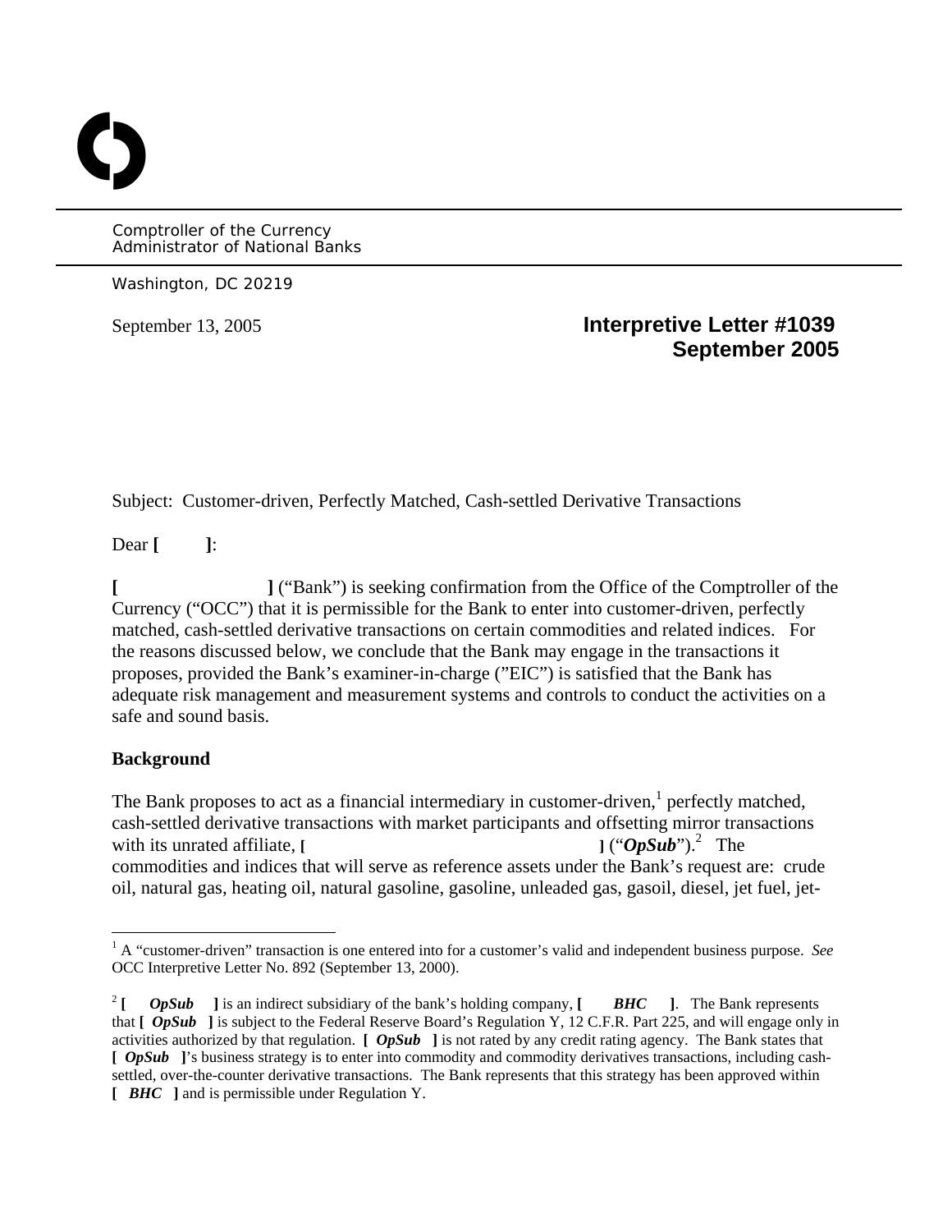Comptroller of the Currency
Administrator of National Banks

Washington, DC 20219

September 13, 2005

**Interpretive Letter #1039**
**September 2005**

Subject: Customer-driven, Perfectly Matched, Cash-settled Derivative Transactions

Dear **[ ]**:

**[ ]** ("Bank") is seeking confirmation from the Office of the Comptroller of the Currency ("OCC") that it is permissible for the Bank to enter into customer-driven, perfectly matched, cash-settled derivative transactions on certain commodities and related indices. For the reasons discussed below, we conclude that the Bank may engage in the transactions it proposes, provided the Bank's examiner-in-charge ("EIC") is satisfied that the Bank has adequate risk management and measurement systems and controls to conduct the activities on a safe and sound basis.

## Background

The Bank proposes to act as a financial intermediary in customer-driven,[1] perfectly matched, cash-settled derivative transactions with market participants and offsetting mirror transactions with its unrated affiliate, **[ ]** ("***OpSub***").[2] The commodities and indices that will serve as reference assets under the Bank's request are: crude oil, natural gas, heating oil, natural gasoline, gasoline, unleaded gas, gasoil, diesel, jet fuel, jet-

---

[1] A "customer-driven" transaction is one entered into for a customer's valid and independent business purpose. *See* OCC Interpretive Letter No. 892 (September 13, 2000).

[2] **[ *OpSub* ]** is an indirect subsidiary of the bank's holding company, **[ *BHC* ]**. The Bank represents that **[ *OpSub* ]** is subject to the Federal Reserve Board's Regulation Y, 12 C.F.R. Part 225, and will engage only in activities authorized by that regulation. **[ *OpSub* ]** is not rated by any credit rating agency. The Bank states that **[ *OpSub* ]**'s business strategy is to enter into commodity and commodity derivatives transactions, including cash-settled, over-the-counter derivative transactions. The Bank represents that this strategy has been approved within **[ *BHC* ]** and is permissible under Regulation Y.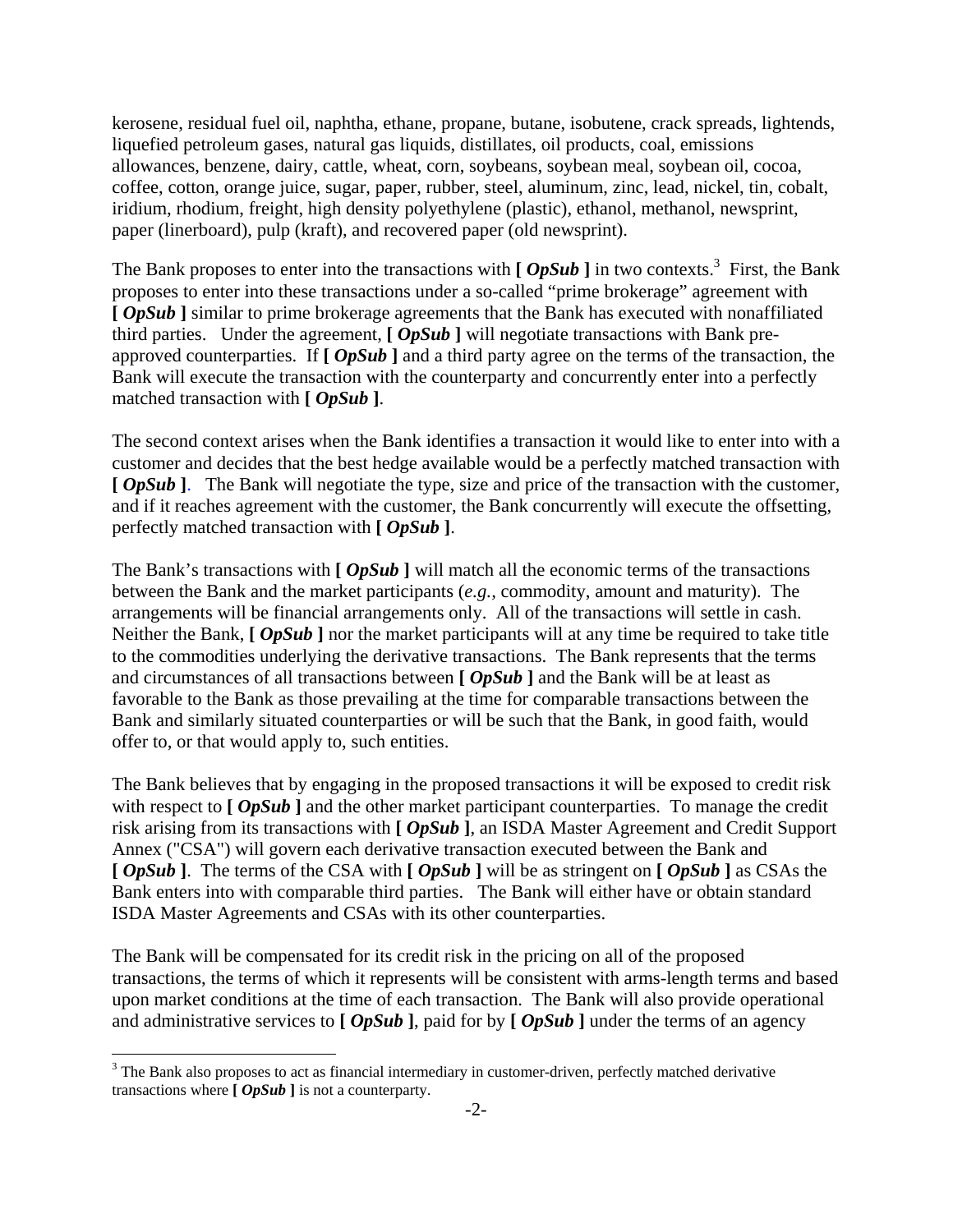kerosene, residual fuel oil, naphtha, ethane, propane, butane, isobutene, crack spreads, lightends, liquefied petroleum gases, natural gas liquids, distillates, oil products, coal, emissions allowances, benzene, dairy, cattle, wheat, corn, soybeans, soybean meal, soybean oil, cocoa, coffee, cotton, orange juice, sugar, paper, rubber, steel, aluminum, zinc, lead, nickel, tin, cobalt, iridium, rhodium, freight, high density polyethylene (plastic), ethanol, methanol, newsprint, paper (linerboard), pulp (kraft), and recovered paper (old newsprint).

The Bank proposes to enter into the transactions with **[ *OpSub* ]** in two contexts.[3] First, the Bank proposes to enter into these transactions under a so-called "prime brokerage" agreement with **[ *OpSub* ]** similar to prime brokerage agreements that the Bank has executed with nonaffiliated third parties. Under the agreement, **[ *OpSub* ]** will negotiate transactions with Bank pre-approved counterparties. If **[ *OpSub* ]** and a third party agree on the terms of the transaction, the Bank will execute the transaction with the counterparty and concurrently enter into a perfectly matched transaction with **[ *OpSub* ]**.

The second context arises when the Bank identifies a transaction it would like to enter into with a customer and decides that the best hedge available would be a perfectly matched transaction with **[ *OpSub* ]**. The Bank will negotiate the type, size and price of the transaction with the customer, and if it reaches agreement with the customer, the Bank concurrently will execute the offsetting, perfectly matched transaction with **[ *OpSub* ]**.

The Bank's transactions with **[ *OpSub* ]** will match all the economic terms of the transactions between the Bank and the market participants (*e.g.*, commodity, amount and maturity). The arrangements will be financial arrangements only. All of the transactions will settle in cash. Neither the Bank, **[ *OpSub* ]** nor the market participants will at any time be required to take title to the commodities underlying the derivative transactions. The Bank represents that the terms and circumstances of all transactions between **[ *OpSub* ]** and the Bank will be at least as favorable to the Bank as those prevailing at the time for comparable transactions between the Bank and similarly situated counterparties or will be such that the Bank, in good faith, would offer to, or that would apply to, such entities.

The Bank believes that by engaging in the proposed transactions it will be exposed to credit risk with respect to **[ *OpSub* ]** and the other market participant counterparties. To manage the credit risk arising from its transactions with **[ *OpSub* ]**, an ISDA Master Agreement and Credit Support Annex ("CSA") will govern each derivative transaction executed between the Bank and **[ *OpSub* ]**. The terms of the CSA with **[ *OpSub* ]** will be as stringent on **[ *OpSub* ]** as CSAs the Bank enters into with comparable third parties. The Bank will either have or obtain standard ISDA Master Agreements and CSAs with its other counterparties.

The Bank will be compensated for its credit risk in the pricing on all of the proposed transactions, the terms of which it represents will be consistent with arms-length terms and based upon market conditions at the time of each transaction. The Bank will also provide operational and administrative services to **[ *OpSub* ]**, paid for by **[ *OpSub* ]** under the terms of an agency

[3] The Bank also proposes to act as financial intermediary in customer-driven, perfectly matched derivative transactions where **[ *OpSub* ]** is not a counterparty.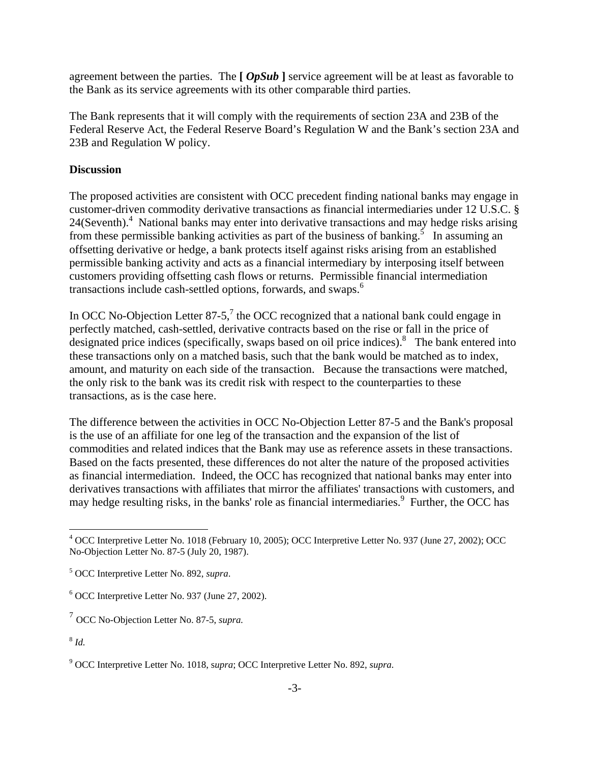agreement between the parties. The **[ *OpSub* ]** service agreement will be at least as favorable to the Bank as its service agreements with its other comparable third parties.

The Bank represents that it will comply with the requirements of section 23A and 23B of the Federal Reserve Act, the Federal Reserve Board's Regulation W and the Bank's section 23A and 23B and Regulation W policy.

**Discussion**

The proposed activities are consistent with OCC precedent finding national banks may engage in customer-driven commodity derivative transactions as financial intermediaries under 12 U.S.C. § 24(Seventh).[4] National banks may enter into derivative transactions and may hedge risks arising from these permissible banking activities as part of the business of banking.[5] In assuming an offsetting derivative or hedge, a bank protects itself against risks arising from an established permissible banking activity and acts as a financial intermediary by interposing itself between customers providing offsetting cash flows or returns. Permissible financial intermediation transactions include cash-settled options, forwards, and swaps.[6]

In OCC No-Objection Letter 87-5,[7] the OCC recognized that a national bank could engage in perfectly matched, cash-settled, derivative contracts based on the rise or fall in the price of designated price indices (specifically, swaps based on oil price indices).[8] The bank entered into these transactions only on a matched basis, such that the bank would be matched as to index, amount, and maturity on each side of the transaction. Because the transactions were matched, the only risk to the bank was its credit risk with respect to the counterparties to these transactions, as is the case here.

The difference between the activities in OCC No-Objection Letter 87-5 and the Bank's proposal is the use of an affiliate for one leg of the transaction and the expansion of the list of commodities and related indices that the Bank may use as reference assets in these transactions. Based on the facts presented, these differences do not alter the nature of the proposed activities as financial intermediation. Indeed, the OCC has recognized that national banks may enter into derivatives transactions with affiliates that mirror the affiliates' transactions with customers, and may hedge resulting risks, in the banks' role as financial intermediaries.[9] Further, the OCC has

---

[4] OCC Interpretive Letter No. 1018 (February 10, 2005); OCC Interpretive Letter No. 937 (June 27, 2002); OCC No-Objection Letter No. 87-5 (July 20, 1987).

[5] OCC Interpretive Letter No. 892, *supra*.

[6] OCC Interpretive Letter No. 937 (June 27, 2002).

[7] OCC No-Objection Letter No. 87-5, *supra.*

[8] *Id.*

[9] OCC Interpretive Letter No. 1018, s*upra*; OCC Interpretive Letter No. 892, *supra*.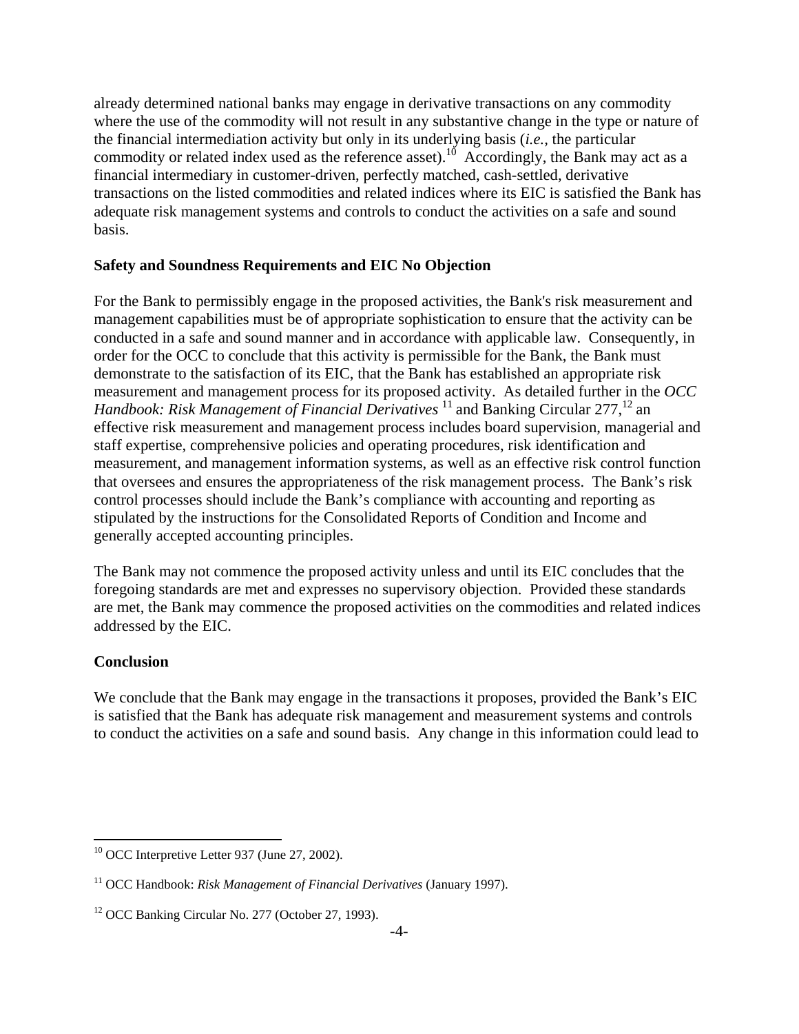already determined national banks may engage in derivative transactions on any commodity where the use of the commodity will not result in any substantive change in the type or nature of the financial intermediation activity but only in its underlying basis (*i.e.*, the particular commodity or related index used as the reference asset).[10] Accordingly, the Bank may act as a financial intermediary in customer-driven, perfectly matched, cash-settled, derivative transactions on the listed commodities and related indices where its EIC is satisfied the Bank has adequate risk management systems and controls to conduct the activities on a safe and sound basis.

**Safety and Soundness Requirements and EIC No Objection**

For the Bank to permissibly engage in the proposed activities, the Bank's risk measurement and management capabilities must be of appropriate sophistication to ensure that the activity can be conducted in a safe and sound manner and in accordance with applicable law. Consequently, in order for the OCC to conclude that this activity is permissible for the Bank, the Bank must demonstrate to the satisfaction of its EIC, that the Bank has established an appropriate risk measurement and management process for its proposed activity. As detailed further in the *OCC Handbook: Risk Management of Financial Derivatives* [11] and Banking Circular 277,[12] an effective risk measurement and management process includes board supervision, managerial and staff expertise, comprehensive policies and operating procedures, risk identification and measurement, and management information systems, as well as an effective risk control function that oversees and ensures the appropriateness of the risk management process. The Bank's risk control processes should include the Bank's compliance with accounting and reporting as stipulated by the instructions for the Consolidated Reports of Condition and Income and generally accepted accounting principles.

The Bank may not commence the proposed activity unless and until its EIC concludes that the foregoing standards are met and expresses no supervisory objection. Provided these standards are met, the Bank may commence the proposed activities on the commodities and related indices addressed by the EIC.

**Conclusion**

We conclude that the Bank may engage in the transactions it proposes, provided the Bank's EIC is satisfied that the Bank has adequate risk management and measurement systems and controls to conduct the activities on a safe and sound basis. Any change in this information could lead to

---

[10] OCC Interpretive Letter 937 (June 27, 2002).

[11] OCC Handbook: *Risk Management of Financial Derivatives* (January 1997).

[12] OCC Banking Circular No. 277 (October 27, 1993).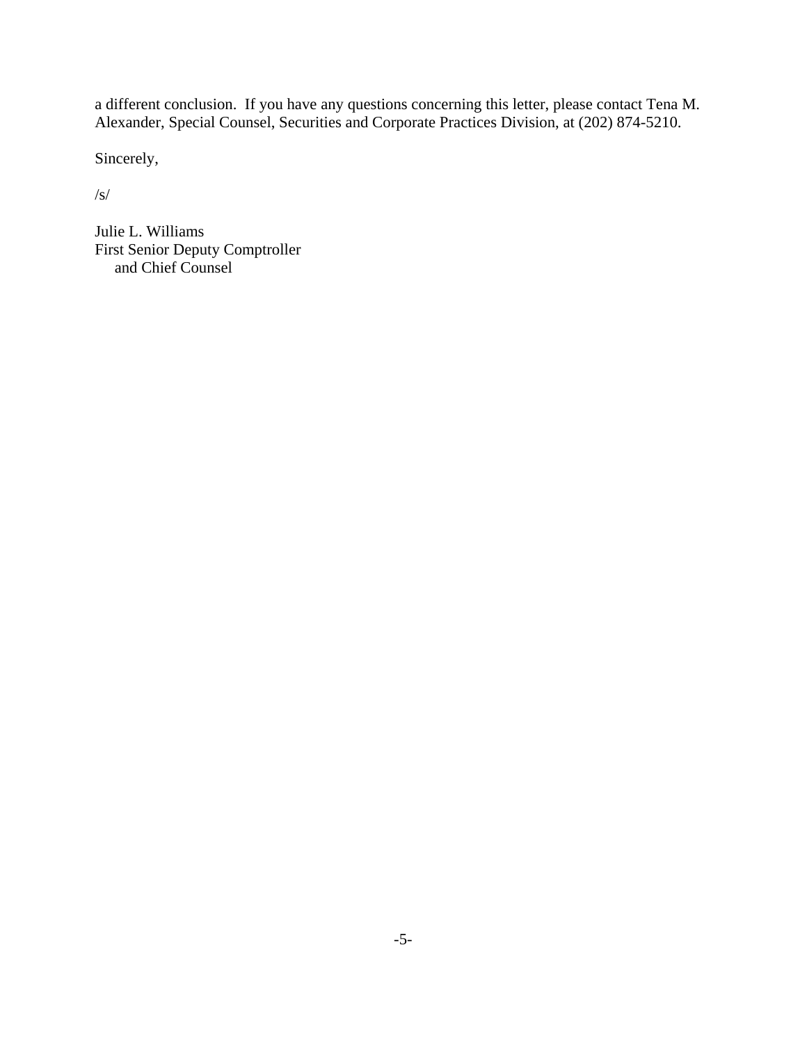a different conclusion. If you have any questions concerning this letter, please contact Tena M. Alexander, Special Counsel, Securities and Corporate Practices Division, at (202) 874-5210.

Sincerely,

/s/

Julie L. Williams
First Senior Deputy Comptroller
and Chief Counsel